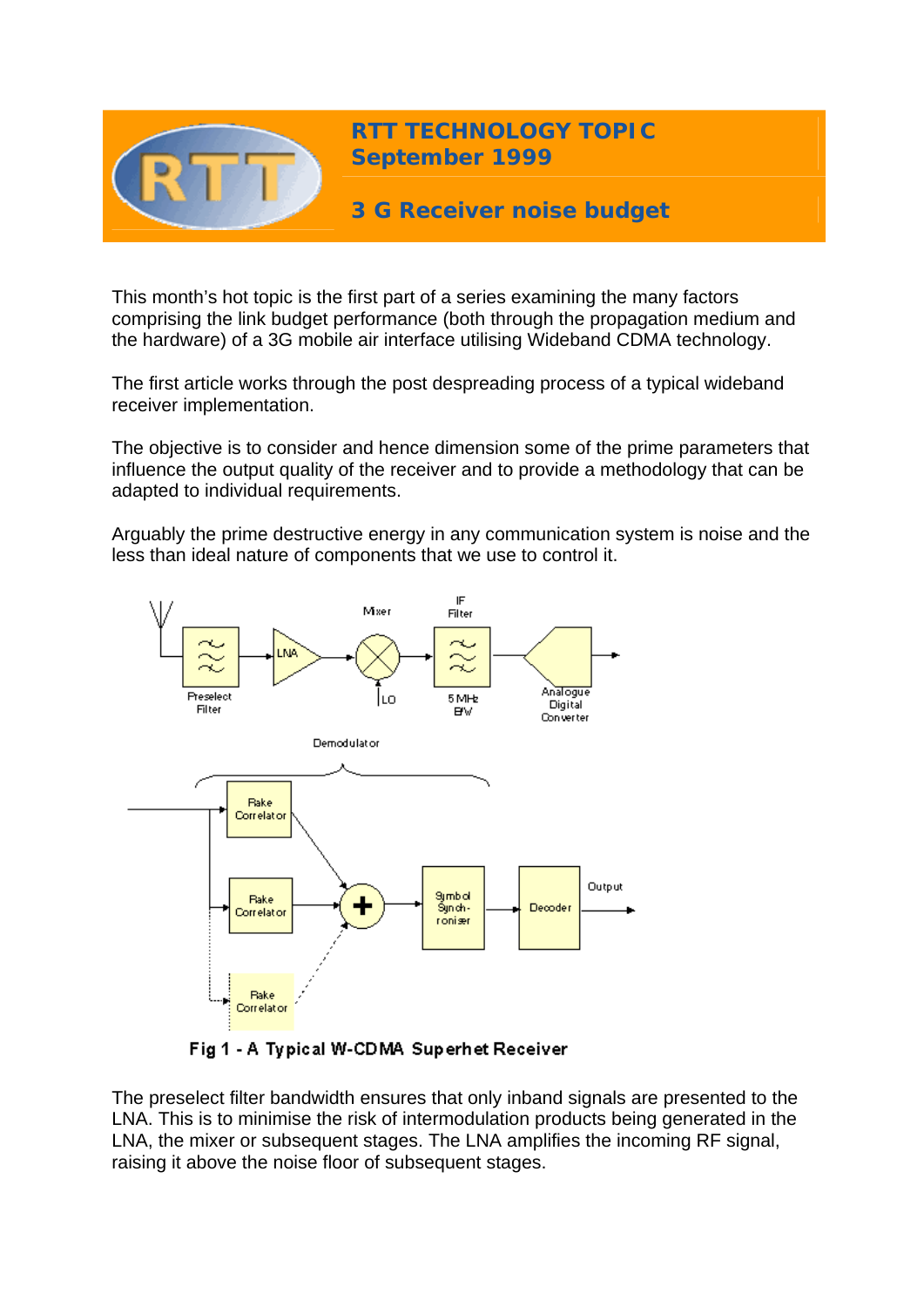# RTT TECHNOLOGY TOPIC
## September 1999

## 3 G Receiver noise budget

This month's hot topic is the first part of a series examining the many factors comprising the link budget performance (both through the propagation medium and the hardware) of a 3G mobile air interface utilising Wideband CDMA technology.

The first article works through the post despreading process of a typical wideband receiver implementation.

The objective is to consider and hence dimension some of the prime parameters that influence the output quality of the receiver and to provide a methodology that can be adapted to individual requirements.

Arguably the prime destructive energy in any communication system is noise and the less than ideal nature of components that we use to control it.

**Fig 1 - A Typical W-CDMA Superhet Receiver**

The preselect filter bandwidth ensures that only inband signals are presented to the LNA. This is to minimise the risk of intermodulation products being generated in the LNA, the mixer or subsequent stages. The LNA amplifies the incoming RF signal, raising it above the noise floor of subsequent stages.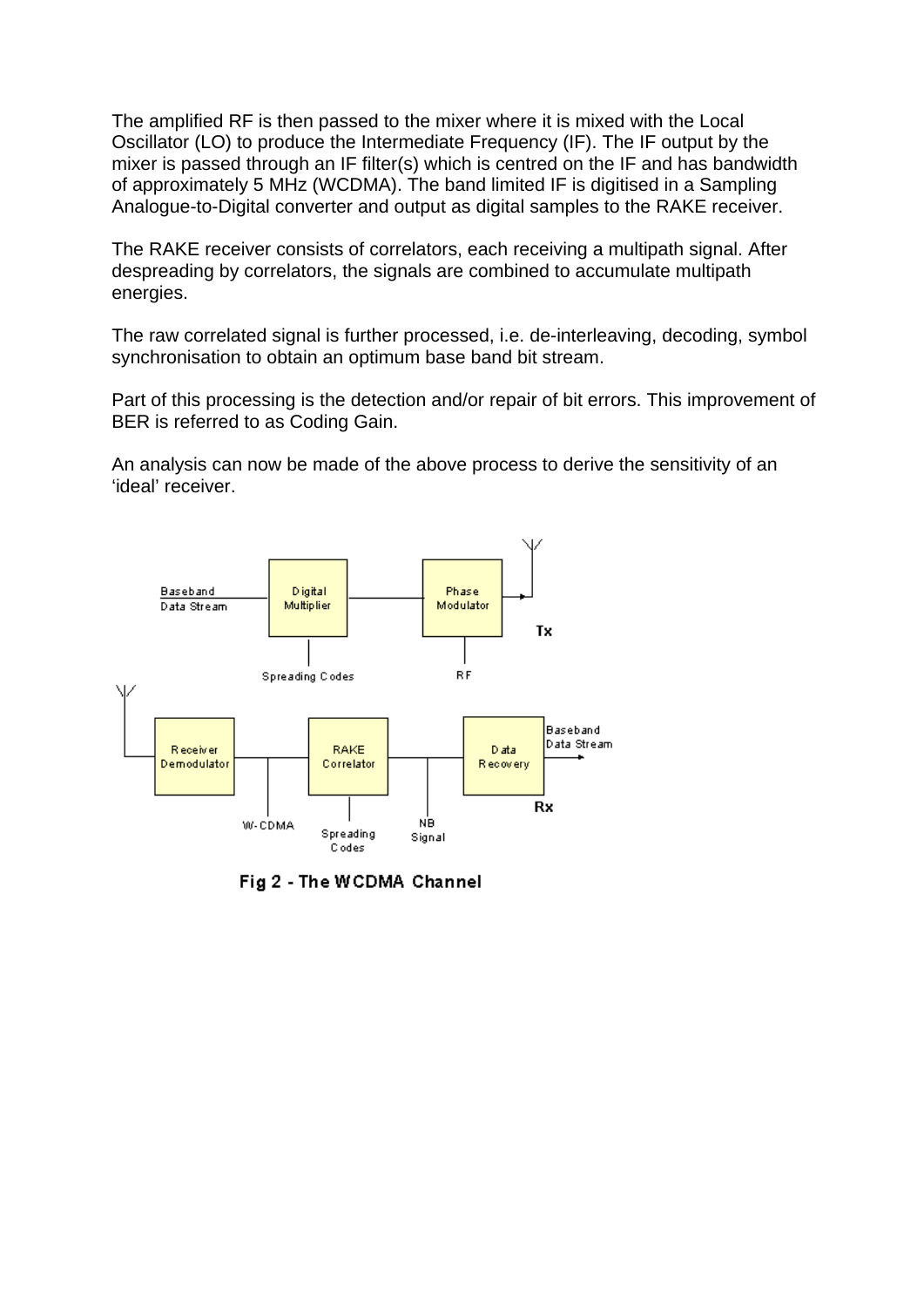The amplified RF is then passed to the mixer where it is mixed with the Local Oscillator (LO) to produce the Intermediate Frequency (IF). The IF output by the mixer is passed through an IF filter(s) which is centred on the IF and has bandwidth of approximately 5 MHz (WCDMA). The band limited IF is digitised in a Sampling Analogue-to-Digital converter and output as digital samples to the RAKE receiver.

The RAKE receiver consists of correlators, each receiving a multipath signal. After despreading by correlators, the signals are combined to accumulate multipath energies.

The raw correlated signal is further processed, i.e. de-interleaving, decoding, symbol synchronisation to obtain an optimum base band bit stream.

Part of this processing is the detection and/or repair of bit errors. This improvement of BER is referred to as Coding Gain.

An analysis can now be made of the above process to derive the sensitivity of an ‘ideal’ receiver.

**Fig 2 - The WCDMA Channel**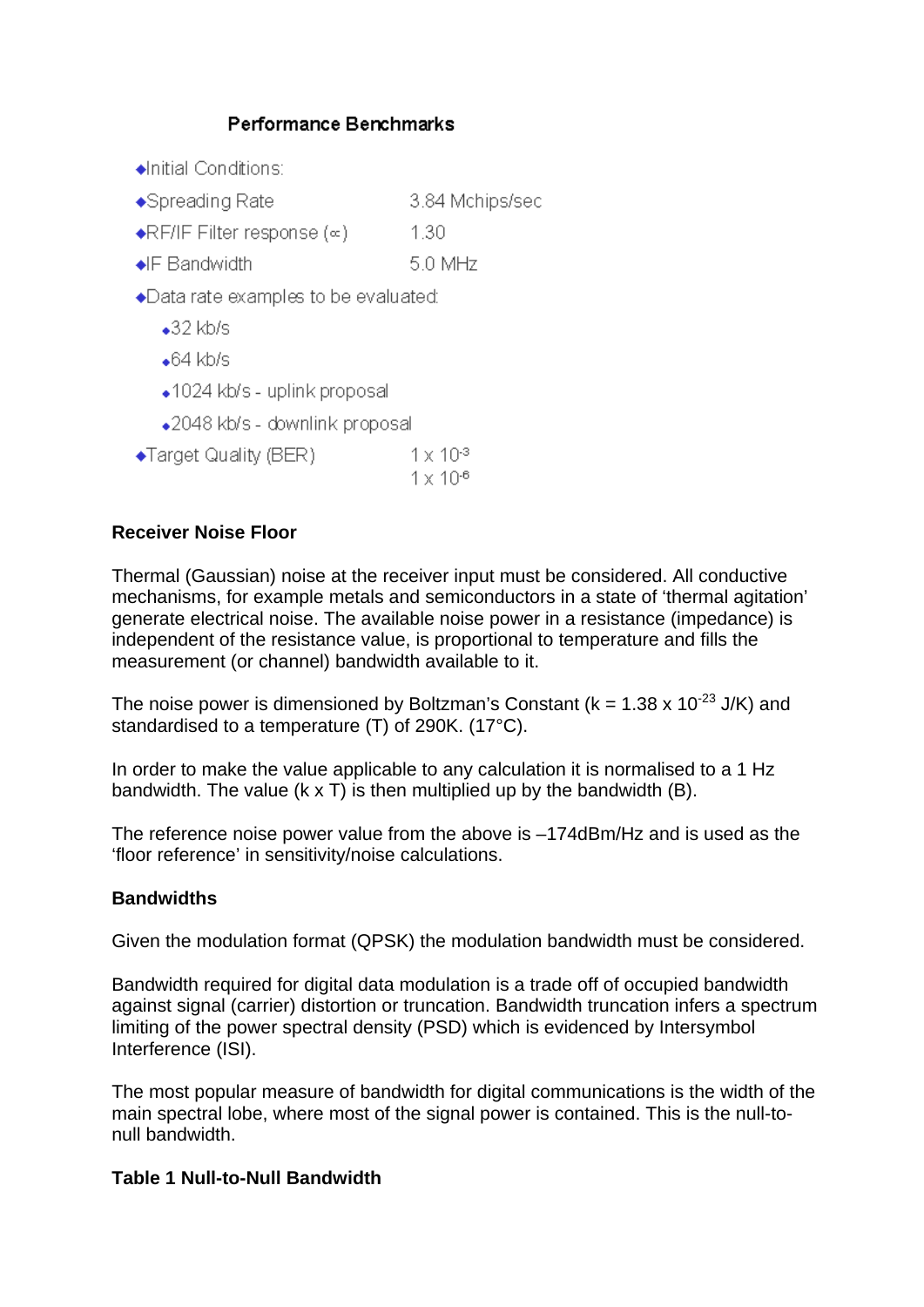### Performance Benchmarks

- Initial Conditions:
- Spreading Rate — 3.84 Mchips/sec
- RF/IF Filter response ($\propto$) — 1.30
- IF Bandwidth — 5.0 MHz
- Data rate examples to be evaluated:
  - 32 kb/s
  - 64 kb/s
  - 1024 kb/s - uplink proposal
  - 2048 kb/s - downlink proposal
- Target Quality (BER) — $1 \times 10^{-3}$, $1 \times 10^{-6}$

**Receiver Noise Floor**

Thermal (Gaussian) noise at the receiver input must be considered. All conductive mechanisms, for example metals and semiconductors in a state of 'thermal agitation' generate electrical noise. The available noise power in a resistance (impedance) is independent of the resistance value, is proportional to temperature and fills the measurement (or channel) bandwidth available to it.

The noise power is dimensioned by Boltzman's Constant ($k = 1.38 \times 10^{-23}$ J/K) and standardised to a temperature (T) of 290K. (17°C).

In order to make the value applicable to any calculation it is normalised to a 1 Hz bandwidth. The value (k x T) is then multiplied up by the bandwidth (B).

The reference noise power value from the above is –174dBm/Hz and is used as the 'floor reference' in sensitivity/noise calculations.

**Bandwidths**

Given the modulation format (QPSK) the modulation bandwidth must be considered.

Bandwidth required for digital data modulation is a trade off of occupied bandwidth against signal (carrier) distortion or truncation. Bandwidth truncation infers a spectrum limiting of the power spectral density (PSD) which is evidenced by Intersymbol Interference (ISI).

The most popular measure of bandwidth for digital communications is the width of the main spectral lobe, where most of the signal power is contained. This is the null-to-null bandwidth.

**Table 1 Null-to-Null Bandwidth**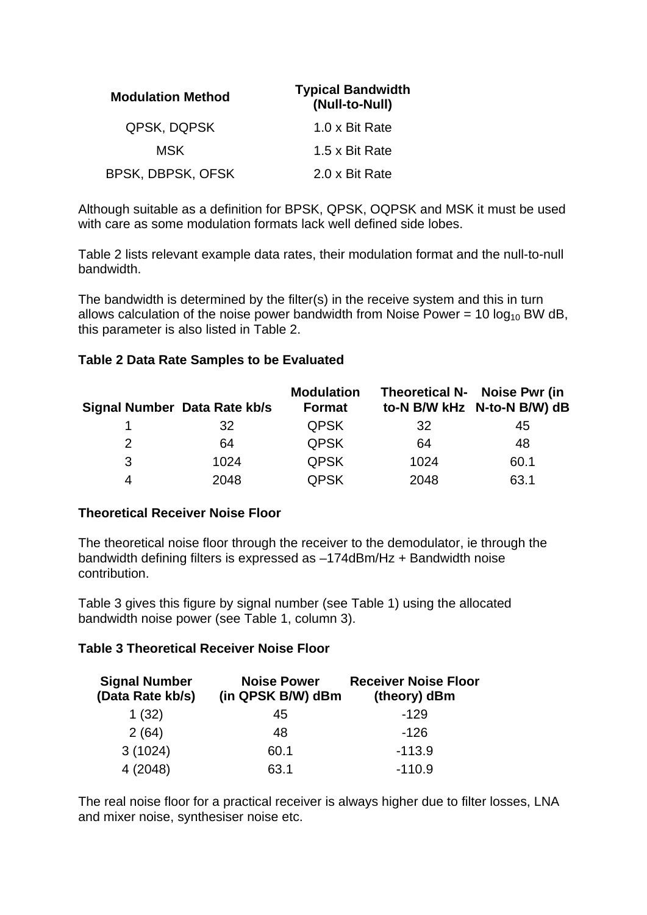| Modulation Method | Typical Bandwidth (Null-to-Null) |
|---|---|
| QPSK, DQPSK | 1.0 x Bit Rate |
| MSK | 1.5 x Bit Rate |
| BPSK, DBPSK, OFSK | 2.0 x Bit Rate |

Although suitable as a definition for BPSK, QPSK, OQPSK and MSK it must be used with care as some modulation formats lack well defined side lobes.

Table 2 lists relevant example data rates, their modulation format and the null-to-null bandwidth.

The bandwidth is determined by the filter(s) in the receive system and this in turn allows calculation of the noise power bandwidth from Noise Power = 10 $\log_{10}$ BW dB, this parameter is also listed in Table 2.

**Table 2 Data Rate Samples to be Evaluated**

| Signal Number | Data Rate kb/s | Modulation Format | Theoretical N-to-N B/W kHz | Noise Pwr (in N-to-N B/W) dB |
|---|---|---|---|---|
| 1 | 32 | QPSK | 32 | 45 |
| 2 | 64 | QPSK | 64 | 48 |
| 3 | 1024 | QPSK | 1024 | 60.1 |
| 4 | 2048 | QPSK | 2048 | 63.1 |

**Theoretical Receiver Noise Floor**

The theoretical noise floor through the receiver to the demodulator, ie through the bandwidth defining filters is expressed as –174dBm/Hz + Bandwidth noise contribution.

Table 3 gives this figure by signal number (see Table 1) using the allocated bandwidth noise power (see Table 1, column 3).

**Table 3 Theoretical Receiver Noise Floor**

| Signal Number (Data Rate kb/s) | Noise Power (in QPSK B/W) dBm | Receiver Noise Floor (theory) dBm |
|---|---|---|
| 1 (32) | 45 | -129 |
| 2 (64) | 48 | -126 |
| 3 (1024) | 60.1 | -113.9 |
| 4 (2048) | 63.1 | -110.9 |

The real noise floor for a practical receiver is always higher due to filter losses, LNA and mixer noise, synthesiser noise etc.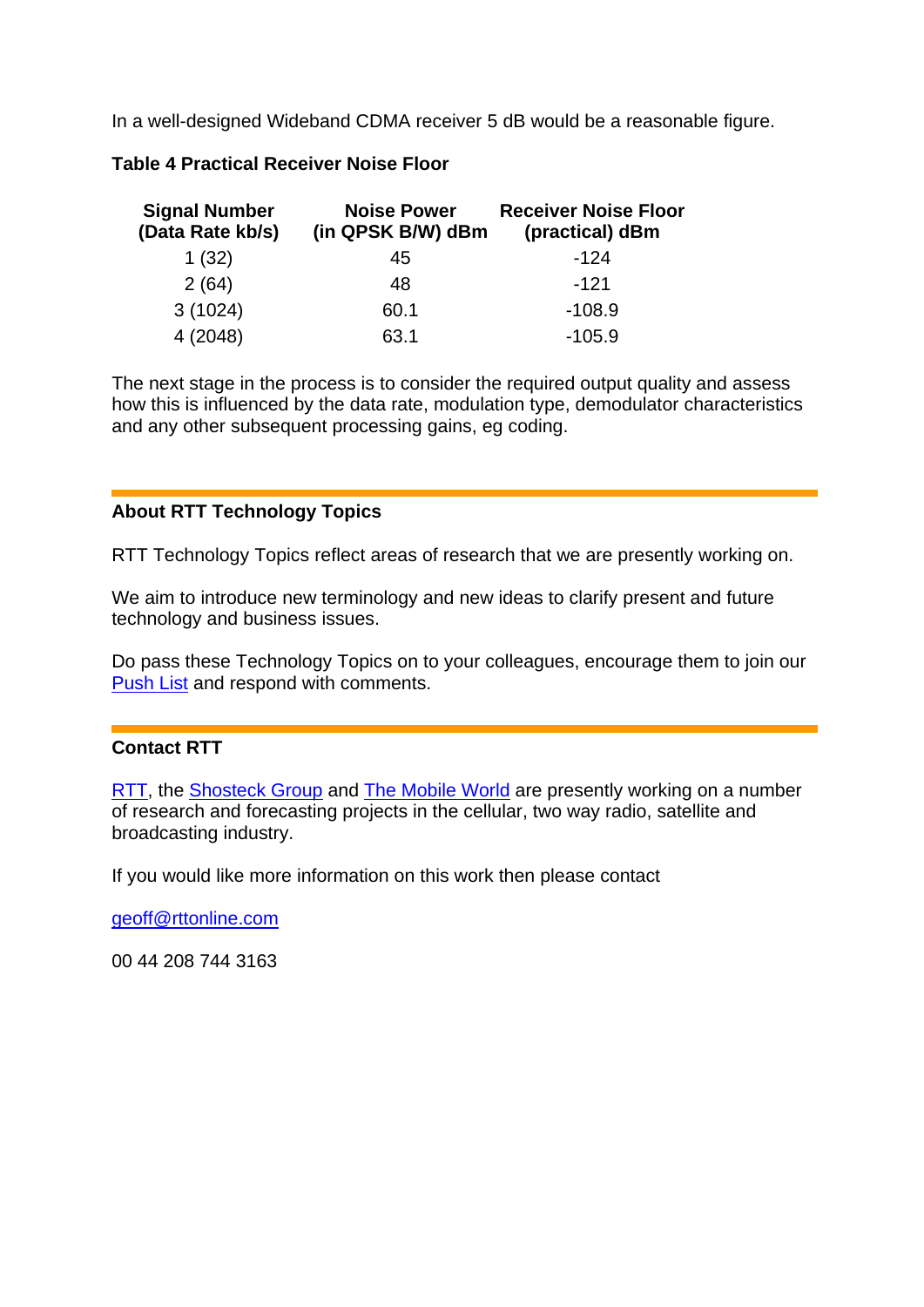In a well-designed Wideband CDMA receiver 5 dB would be a reasonable figure.

**Table 4 Practical Receiver Noise Floor**

| Signal Number (Data Rate kb/s) | Noise Power (in QPSK B/W) dBm | Receiver Noise Floor (practical) dBm |
|---|---|---|
| 1 (32) | 45 | -124 |
| 2 (64) | 48 | -121 |
| 3 (1024) | 60.1 | -108.9 |
| 4 (2048) | 63.1 | -105.9 |

The next stage in the process is to consider the required output quality and assess how this is influenced by the data rate, modulation type, demodulator characteristics and any other subsequent processing gains, eg coding.

## About RTT Technology Topics

RTT Technology Topics reflect areas of research that we are presently working on.

We aim to introduce new terminology and new ideas to clarify present and future technology and business issues.

Do pass these Technology Topics on to your colleagues, encourage them to join our Push List and respond with comments.

## Contact RTT

RTT, the Shosteck Group and The Mobile World are presently working on a number of research and forecasting projects in the cellular, two way radio, satellite and broadcasting industry.

If you would like more information on this work then please contact

geoff@rttonline.com

00 44 208 744 3163